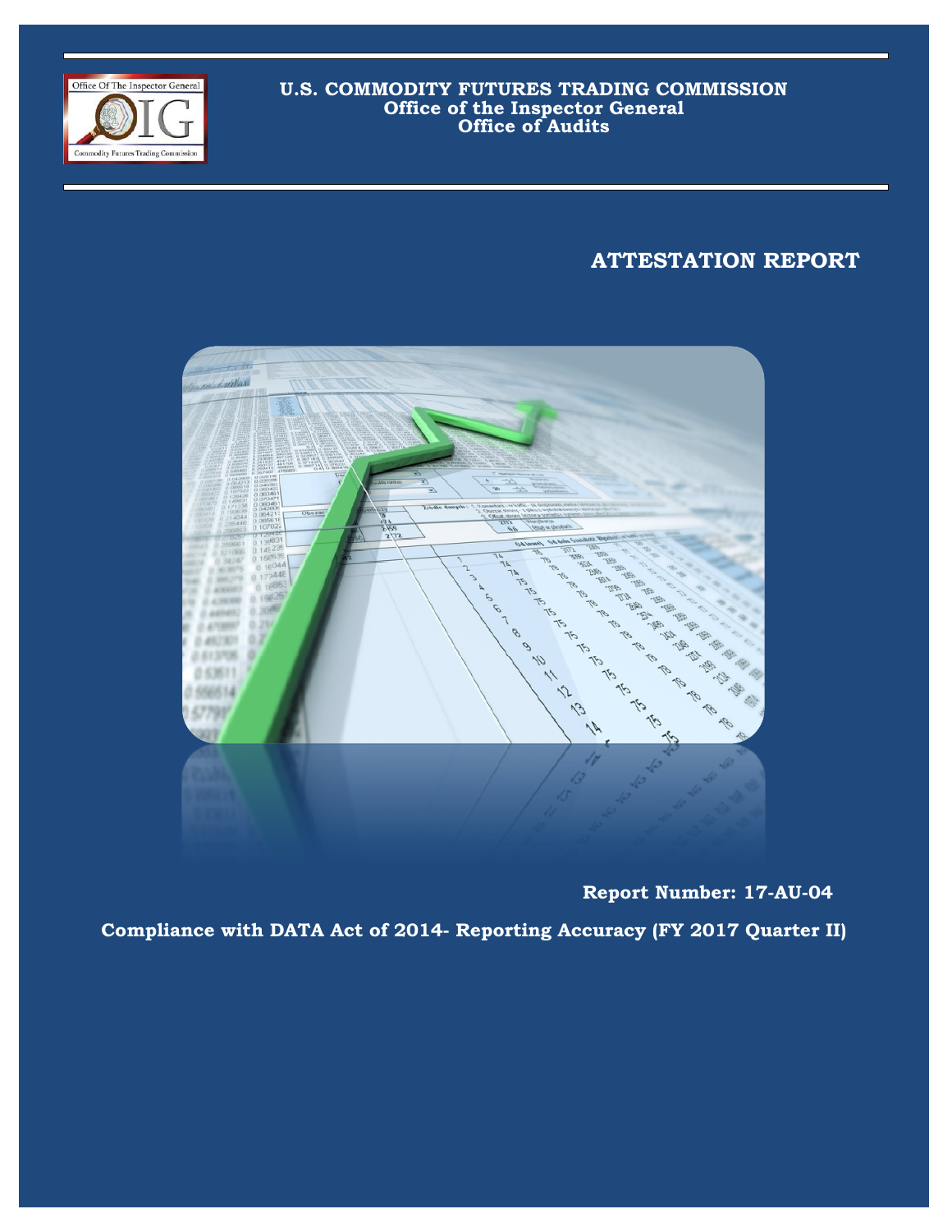**U.S. COMMODITY FUTURES TRADING COMMISSION**
**Office of the Inspector General**
**Office of Audits**

# ATTESTATION REPORT

**Report Number: 17-AU-04**

**Compliance with DATA Act of 2014- Reporting Accuracy (FY 2017 Quarter II)**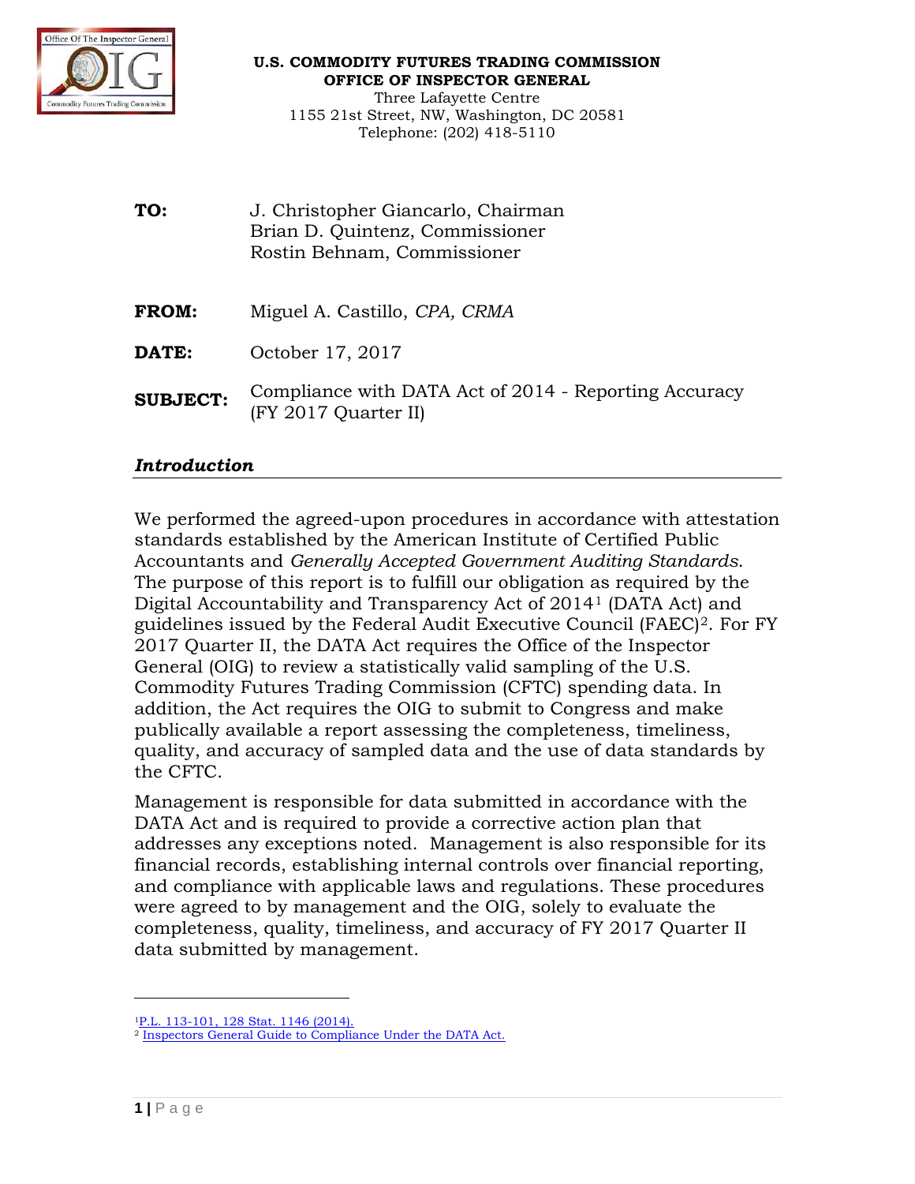**U.S. COMMODITY FUTURES TRADING COMMISSION**
**OFFICE OF INSPECTOR GENERAL**
Three Lafayette Centre
1155 21st Street, NW, Washington, DC 20581
Telephone: (202) 418-5110

**TO:** J. Christopher Giancarlo, Chairman
Brian D. Quintenz, Commissioner
Rostin Behnam, Commissioner

**FROM:** Miguel A. Castillo, *CPA, CRMA*

**DATE:** October 17, 2017

**SUBJECT:** Compliance with DATA Act of 2014 - Reporting Accuracy (FY 2017 Quarter II)

## *Introduction*

We performed the agreed-upon procedures in accordance with attestation standards established by the American Institute of Certified Public Accountants and *Generally Accepted Government Auditing Standards*. The purpose of this report is to fulfill our obligation as required by the Digital Accountability and Transparency Act of 2014[1] (DATA Act) and guidelines issued by the Federal Audit Executive Council (FAEC)[2]. For FY 2017 Quarter II, the DATA Act requires the Office of the Inspector General (OIG) to review a statistically valid sampling of the U.S. Commodity Futures Trading Commission (CFTC) spending data. In addition, the Act requires the OIG to submit to Congress and make publically available a report assessing the completeness, timeliness, quality, and accuracy of sampled data and the use of data standards by the CFTC.

Management is responsible for data submitted in accordance with the DATA Act and is required to provide a corrective action plan that addresses any exceptions noted. Management is also responsible for its financial records, establishing internal controls over financial reporting, and compliance with applicable laws and regulations. These procedures were agreed to by management and the OIG, solely to evaluate the completeness, quality, timeliness, and accuracy of FY 2017 Quarter II data submitted by management.

---

[1] P.L. 113-101, 128 Stat. 1146 (2014).
[2] Inspectors General Guide to Compliance Under the DATA Act.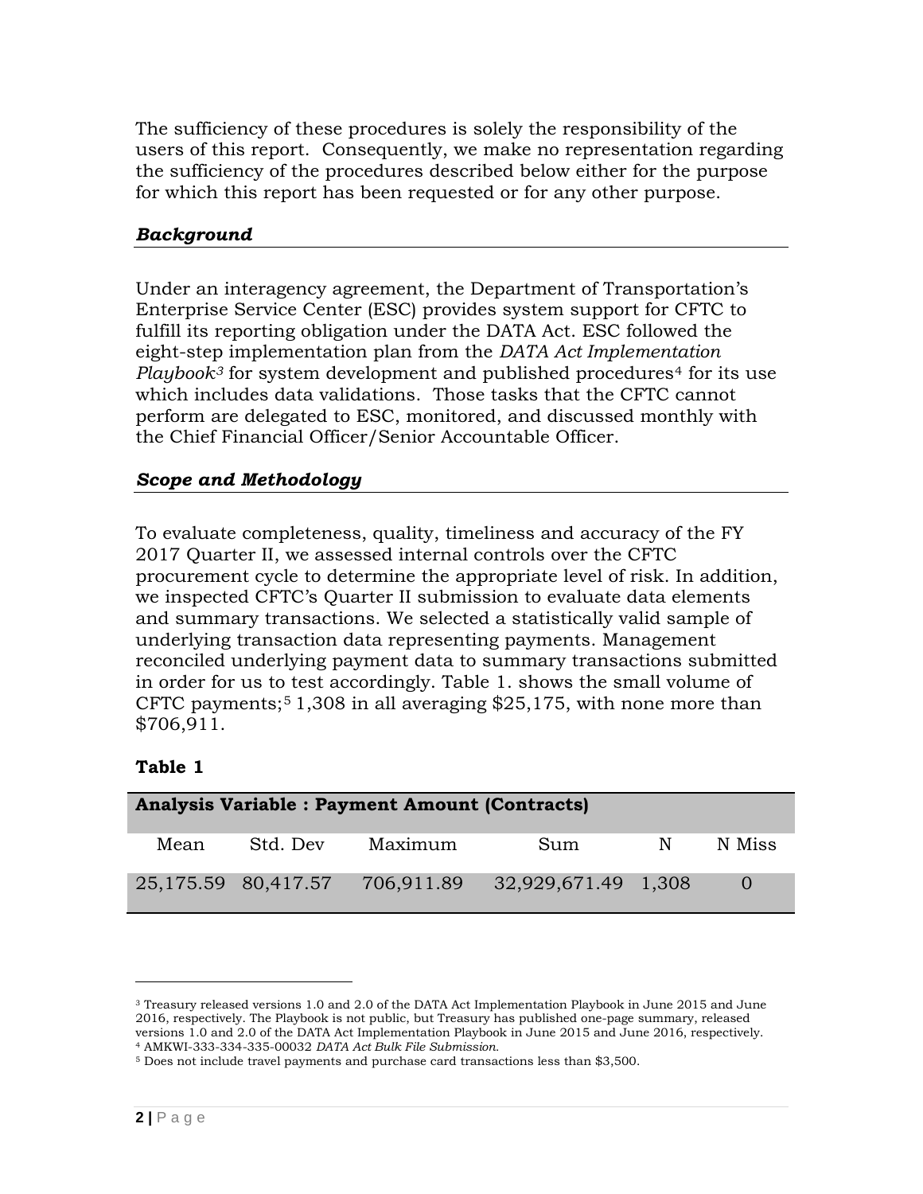The sufficiency of these procedures is solely the responsibility of the users of this report. Consequently, we make no representation regarding the sufficiency of the procedures described below either for the purpose for which this report has been requested or for any other purpose.

### *Background*

Under an interagency agreement, the Department of Transportation's Enterprise Service Center (ESC) provides system support for CFTC to fulfill its reporting obligation under the DATA Act. ESC followed the eight-step implementation plan from the *DATA Act Implementation Playbook*[3] for system development and published procedures[4] for its use which includes data validations. Those tasks that the CFTC cannot perform are delegated to ESC, monitored, and discussed monthly with the Chief Financial Officer/Senior Accountable Officer.

### *Scope and Methodology*

To evaluate completeness, quality, timeliness and accuracy of the FY 2017 Quarter II, we assessed internal controls over the CFTC procurement cycle to determine the appropriate level of risk. In addition, we inspected CFTC's Quarter II submission to evaluate data elements and summary transactions. We selected a statistically valid sample of underlying transaction data representing payments. Management reconciled underlying payment data to summary transactions submitted in order for us to test accordingly. Table 1. shows the small volume of CFTC payments;[5] 1,308 in all averaging $25,175, with none more than $706,911.

**Table 1**

| **Analysis Variable : Payment Amount (Contracts)** | | | | | |
|---|---|---|---|---|---|
| Mean | Std. Dev | Maximum | Sum | N | N Miss |
| 25,175.59 | 80,417.57 | 706,911.89 | 32,929,671.49 | 1,308 | 0 |

---

[3] Treasury released versions 1.0 and 2.0 of the DATA Act Implementation Playbook in June 2015 and June 2016, respectively. The Playbook is not public, but Treasury has published one-page summary, released versions 1.0 and 2.0 of the DATA Act Implementation Playbook in June 2015 and June 2016, respectively.

[4] AMKWI-333-334-335-00032 *DATA Act Bulk File Submission.*

[5] Does not include travel payments and purchase card transactions less than $3,500.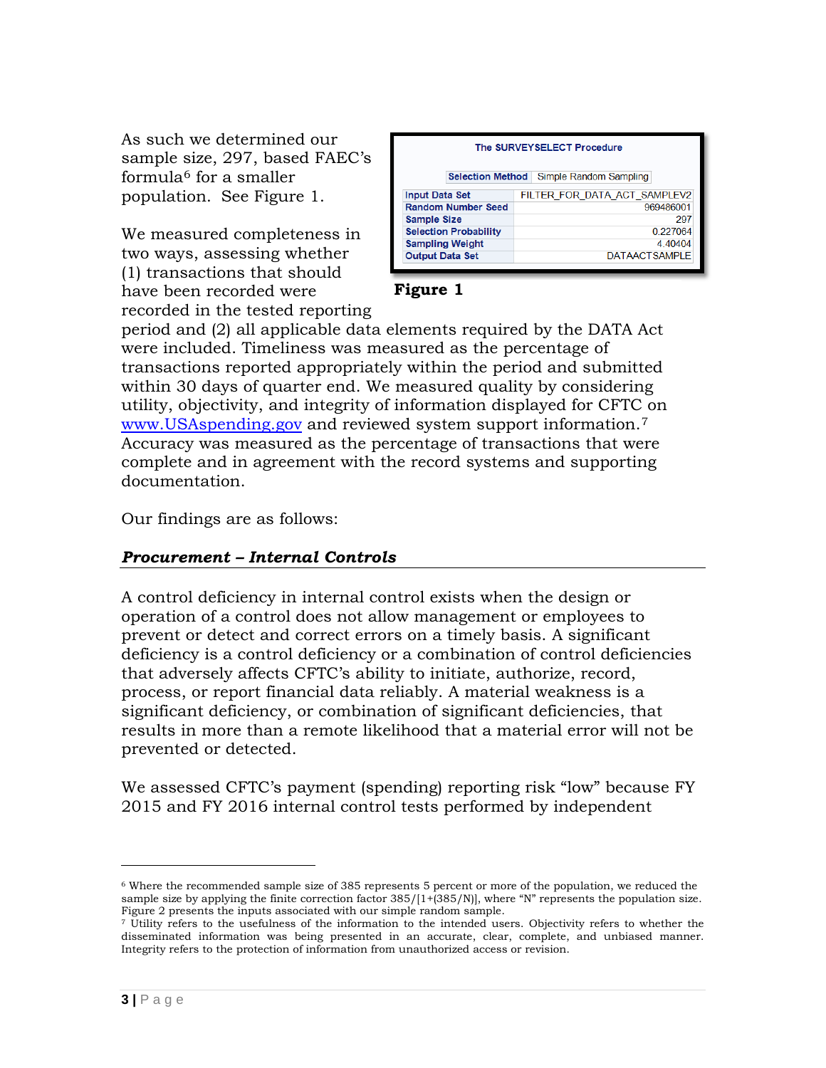As such we determined our sample size, 297, based FAEC's formula[6] for a smaller population. See Figure 1.

| The SURVEYSELECT Procedure | |
|---|---|
| Selection Method | Simple Random Sampling |
| Input Data Set | FILTER_FOR_DATA_ACT_SAMPLEV2 |
| Random Number Seed | 969486001 |
| Sample Size | 297 |
| Selection Probability | 0.227064 |
| Sampling Weight | 4.40404 |
| Output Data Set | DATAACTSAMPLE |

**Figure 1**

We measured completeness in two ways, assessing whether (1) transactions that should have been recorded were recorded in the tested reporting period and (2) all applicable data elements required by the DATA Act were included. Timeliness was measured as the percentage of transactions reported appropriately within the period and submitted within 30 days of quarter end. We measured quality by considering utility, objectivity, and integrity of information displayed for CFTC on [www.USAspending.gov](http://www.USAspending.gov) and reviewed system support information.[7] Accuracy was measured as the percentage of transactions that were complete and in agreement with the record systems and supporting documentation.

Our findings are as follows:

## *Procurement – Internal Controls*

A control deficiency in internal control exists when the design or operation of a control does not allow management or employees to prevent or detect and correct errors on a timely basis. A significant deficiency is a control deficiency or a combination of control deficiencies that adversely affects CFTC's ability to initiate, authorize, record, process, or report financial data reliably. A material weakness is a significant deficiency, or combination of significant deficiencies, that results in more than a remote likelihood that a material error will not be prevented or detected.

We assessed CFTC's payment (spending) reporting risk "low" because FY 2015 and FY 2016 internal control tests performed by independent

---

[6] Where the recommended sample size of 385 represents 5 percent or more of the population, we reduced the sample size by applying the finite correction factor 385/[1+(385/N)], where "N" represents the population size. Figure 2 presents the inputs associated with our simple random sample.

[7] Utility refers to the usefulness of the information to the intended users. Objectivity refers to whether the disseminated information was being presented in an accurate, clear, complete, and unbiased manner. Integrity refers to the protection of information from unauthorized access or revision.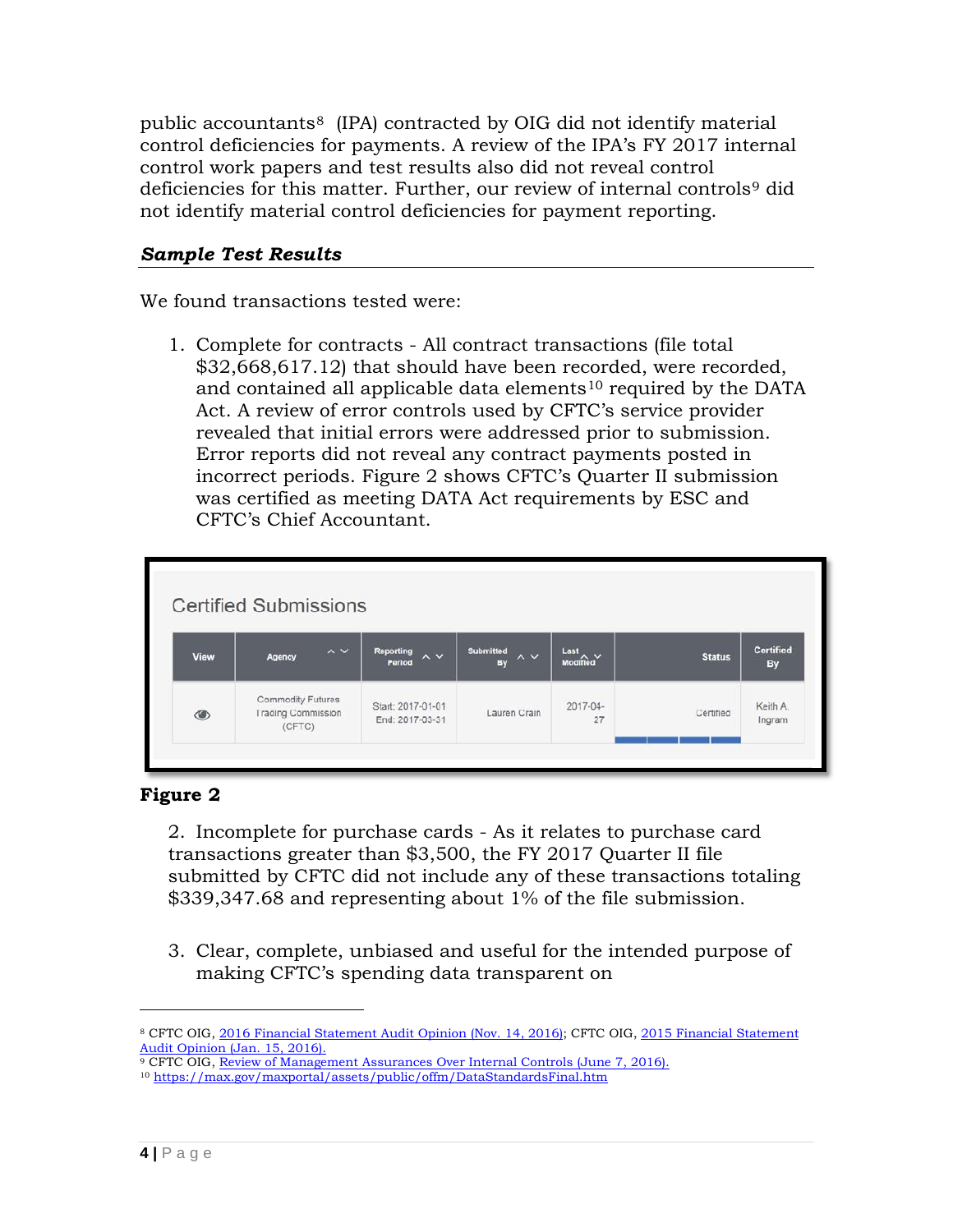public accountants[8] (IPA) contracted by OIG did not identify material control deficiencies for payments. A review of the IPA's FY 2017 internal control work papers and test results also did not reveal control deficiencies for this matter. Further, our review of internal controls[9] did not identify material control deficiencies for payment reporting.

### *Sample Test Results*

We found transactions tested were:

1. Complete for contracts - All contract transactions (file total $32,668,617.12) that should have been recorded, were recorded, and contained all applicable data elements[10] required by the DATA Act. A review of error controls used by CFTC's service provider revealed that initial errors were addressed prior to submission. Error reports did not reveal any contract payments posted in incorrect periods. Figure 2 shows CFTC's Quarter II submission was certified as meeting DATA Act requirements by ESC and CFTC's Chief Accountant.

Certified Submissions

| View | Agency | Reporting Period | Submitted By | Last Modified | Status | Certified By |
|---|---|---|---|---|---|---|
| | Commodity Futures Trading Commission (CFTC) | Start: 2017-01-01 End: 2017-03-31 | Lauren Crain | 2017-04-27 | Certified | Keith A. Ingram |

**Figure 2**

2. Incomplete for purchase cards - As it relates to purchase card transactions greater than $3,500, the FY 2017 Quarter II file submitted by CFTC did not include any of these transactions totaling $339,347.68 and representing about 1% of the file submission.

3. Clear, complete, unbiased and useful for the intended purpose of making CFTC's spending data transparent on

---

[8] CFTC OIG, 2016 Financial Statement Audit Opinion (Nov. 14, 2016); CFTC OIG, 2015 Financial Statement Audit Opinion (Jan. 15, 2016).

[9] CFTC OIG, Review of Management Assurances Over Internal Controls (June 7, 2016).

[10] https://max.gov/maxportal/assets/public/offm/DataStandardsFinal.htm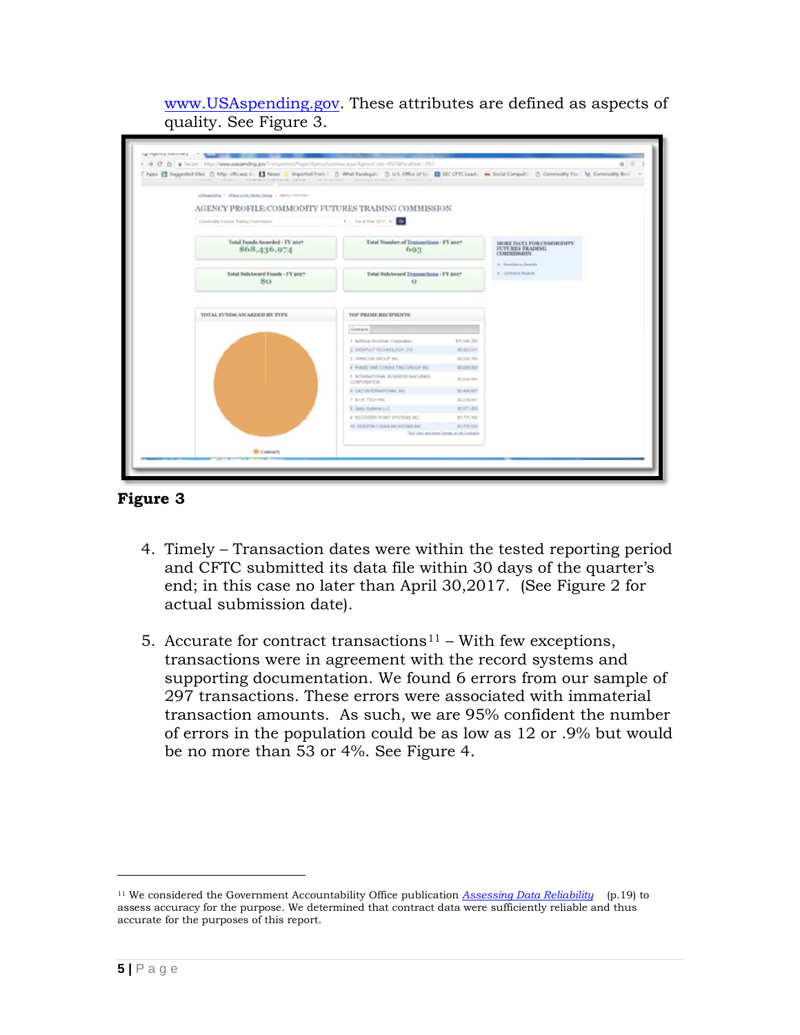www.USAspending.gov. These attributes are defined as aspects of quality. See Figure 3.

**Figure 3**

4. Timely – Transaction dates were within the tested reporting period and CFTC submitted its data file within 30 days of the quarter's end; in this case no later than April 30,2017. (See Figure 2 for actual submission date).

5. Accurate for contract transactions[11] – With few exceptions, transactions were in agreement with the record systems and supporting documentation. We found 6 errors from our sample of 297 transactions. These errors were associated with immaterial transaction amounts. As such, we are 95% confident the number of errors in the population could be as low as 12 or .9% but would be no more than 53 or 4%. See Figure 4.

[11] We considered the Government Accountability Office publication *Assessing Data Reliability* (p.19) to assess accuracy for the purpose. We determined that contract data were sufficiently reliable and thus accurate for the purposes of this report.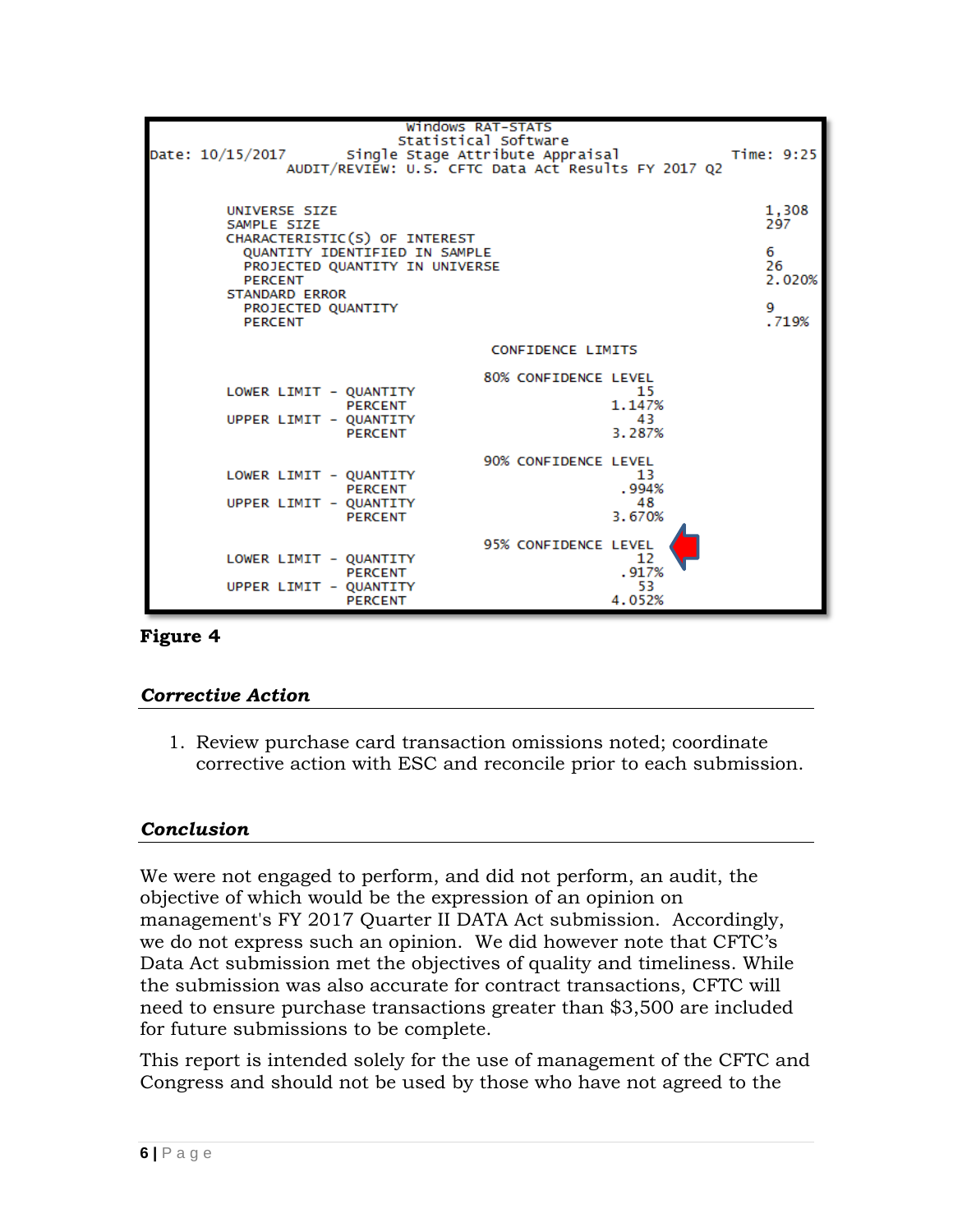```
                         Windows RAT-STATS
                       Statistical Software
Date: 10/15/2017        Single Stage Attribute Appraisal                Time: 9:25
                 AUDIT/REVIEW: U.S. CFTC Data Act Results FY 2017 Q2


     UNIVERSE SIZE                                                       1,308
     SAMPLE SIZE                                                         297
     CHARACTERISTIC(S) OF INTEREST
       QUANTITY IDENTIFIED IN SAMPLE                                     6
       PROJECTED QUANTITY IN UNIVERSE                                    26
       PERCENT                                                           2.020%
     STANDARD ERROR
       PROJECTED QUANTITY                                                9
       PERCENT                                                           .719%

                                        CONFIDENCE LIMITS

                                       80% CONFIDENCE LEVEL
     LOWER LIMIT - QUANTITY                            15
                   PERCENT                          1.147%
     UPPER LIMIT - QUANTITY                            43
                   PERCENT                          3.287%

                                       90% CONFIDENCE LEVEL
     LOWER LIMIT - QUANTITY                            13
                   PERCENT                           .994%
     UPPER LIMIT - QUANTITY                            48
                   PERCENT                          3.670%

                                       95% CONFIDENCE LEVEL
     LOWER LIMIT - QUANTITY                            12
                   PERCENT                           .917%
     UPPER LIMIT - QUANTITY                            53
                   PERCENT                          4.052%
```

**Figure 4**

### *Corrective Action*

1. Review purchase card transaction omissions noted; coordinate corrective action with ESC and reconcile prior to each submission.

### *Conclusion*

We were not engaged to perform, and did not perform, an audit, the objective of which would be the expression of an opinion on management's FY 2017 Quarter II DATA Act submission. Accordingly, we do not express such an opinion. We did however note that CFTC's Data Act submission met the objectives of quality and timeliness. While the submission was also accurate for contract transactions, CFTC will need to ensure purchase transactions greater than $3,500 are included for future submissions to be complete.

This report is intended solely for the use of management of the CFTC and Congress and should not be used by those who have not agreed to the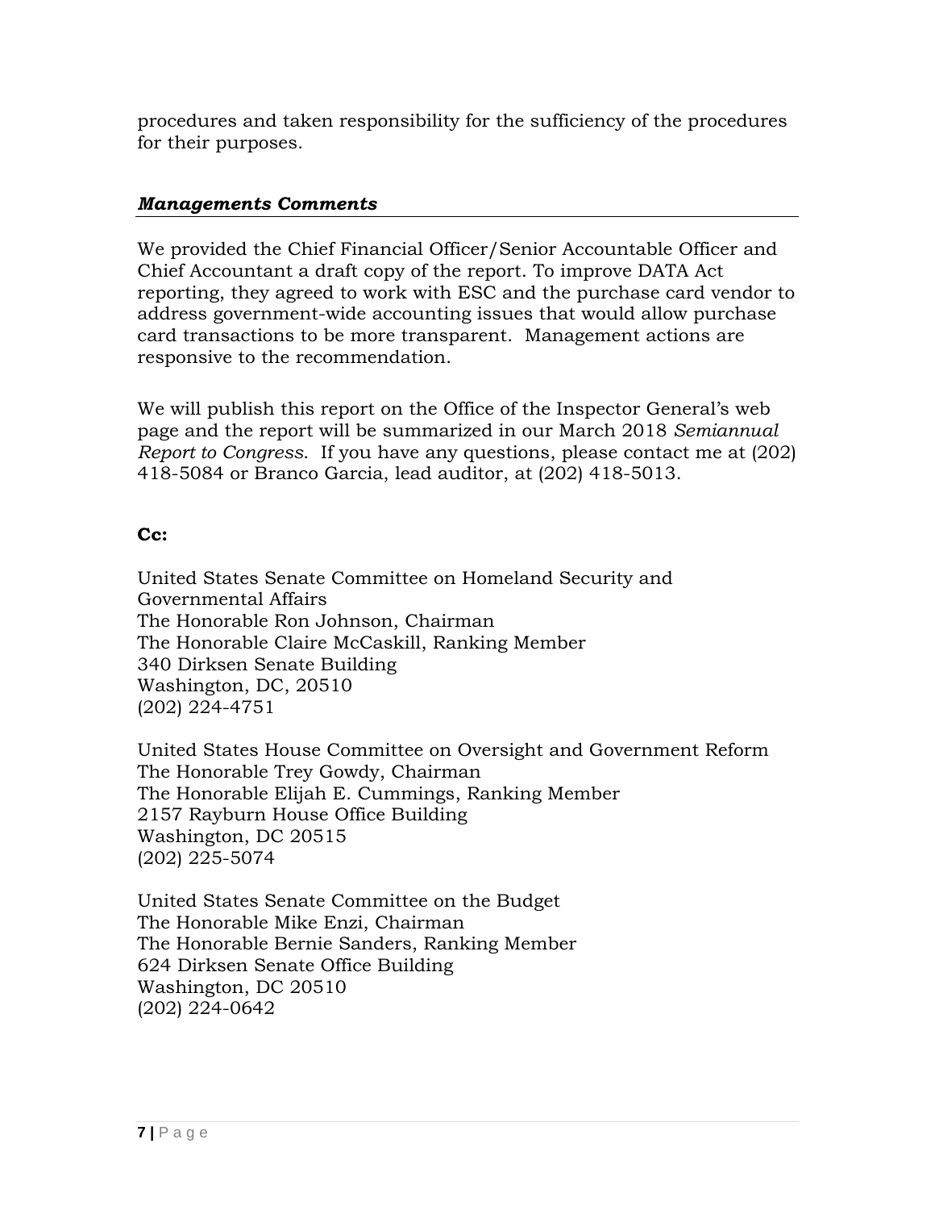procedures and taken responsibility for the sufficiency of the procedures for their purposes.

### *Managements Comments*

We provided the Chief Financial Officer/Senior Accountable Officer and Chief Accountant a draft copy of the report. To improve DATA Act reporting, they agreed to work with ESC and the purchase card vendor to address government-wide accounting issues that would allow purchase card transactions to be more transparent. Management actions are responsive to the recommendation.

We will publish this report on the Office of the Inspector General's web page and the report will be summarized in our March 2018 *Semiannual Report to Congress*. If you have any questions, please contact me at (202) 418-5084 or Branco Garcia, lead auditor, at (202) 418-5013.

**Cc:**

United States Senate Committee on Homeland Security and Governmental Affairs
The Honorable Ron Johnson, Chairman
The Honorable Claire McCaskill, Ranking Member
340 Dirksen Senate Building
Washington, DC, 20510
(202) 224-4751

United States House Committee on Oversight and Government Reform
The Honorable Trey Gowdy, Chairman
The Honorable Elijah E. Cummings, Ranking Member
2157 Rayburn House Office Building
Washington, DC 20515
(202) 225-5074

United States Senate Committee on the Budget
The Honorable Mike Enzi, Chairman
The Honorable Bernie Sanders, Ranking Member
624 Dirksen Senate Office Building
Washington, DC 20510
(202) 224-0642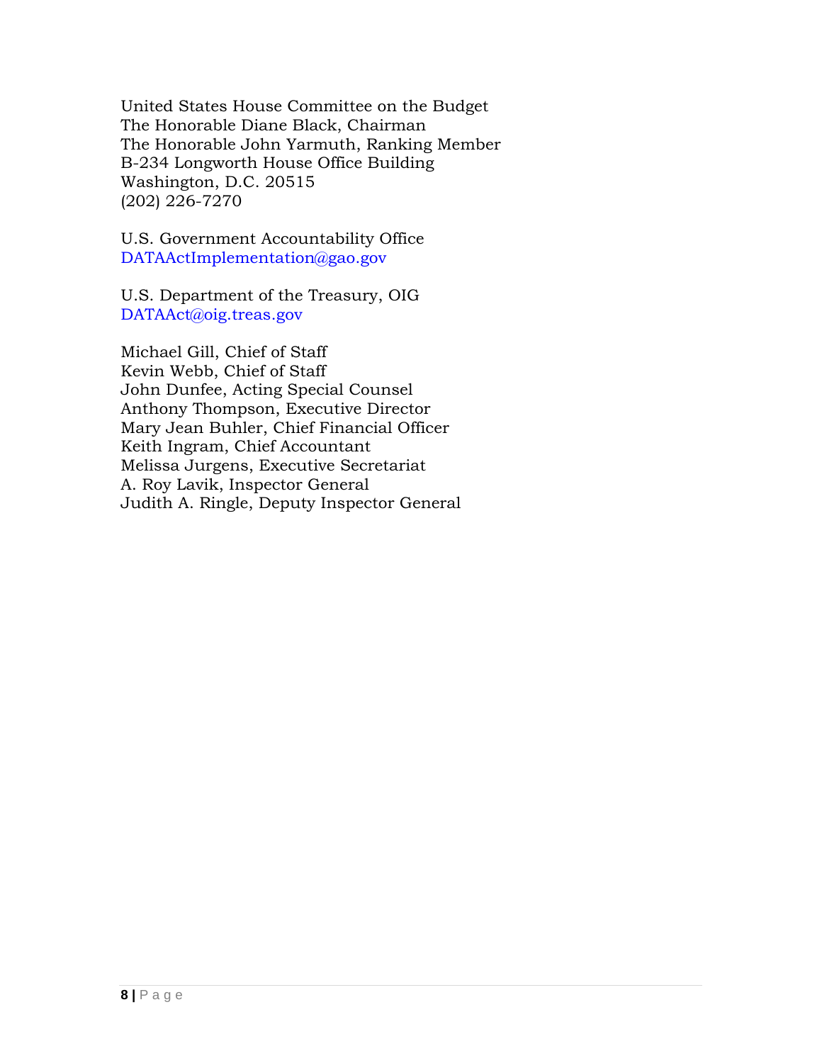United States House Committee on the Budget
The Honorable Diane Black, Chairman
The Honorable John Yarmuth, Ranking Member
B-234 Longworth House Office Building
Washington, D.C. 20515
(202) 226-7270

U.S. Government Accountability Office
DATAActImplementation@gao.gov

U.S. Department of the Treasury, OIG
DATAAct@oig.treas.gov

Michael Gill, Chief of Staff
Kevin Webb, Chief of Staff
John Dunfee, Acting Special Counsel
Anthony Thompson, Executive Director
Mary Jean Buhler, Chief Financial Officer
Keith Ingram, Chief Accountant
Melissa Jurgens, Executive Secretariat
A. Roy Lavik, Inspector General
Judith A. Ringle, Deputy Inspector General